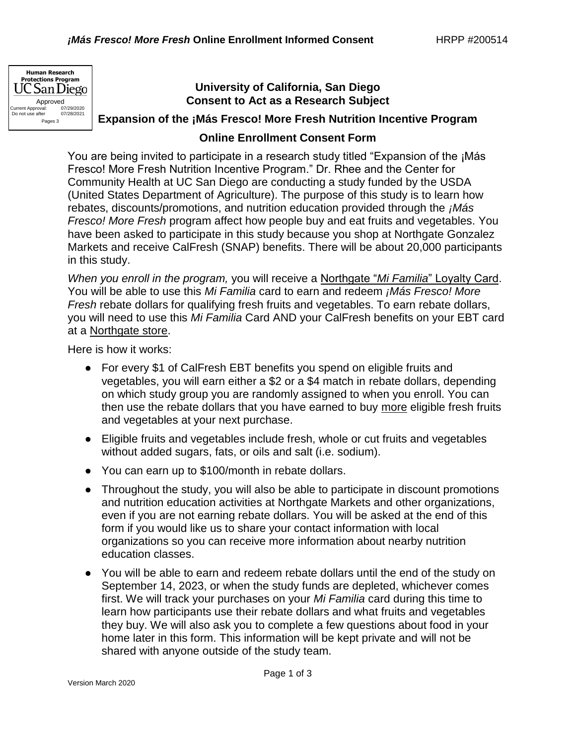Human Research Protections Program
UC San Diego
Approved
Current Approval: 07/29/2020
Do not use after 07/28/2021
Pages 3

## University of California, San Diego
## Consent to Act as a Research Subject

### Expansion of the ¡Más Fresco! More Fresh Nutrition Incentive Program

### Online Enrollment Consent Form

You are being invited to participate in a research study titled "Expansion of the ¡Más Fresco! More Fresh Nutrition Incentive Program." Dr. Rhee and the Center for Community Health at UC San Diego are conducting a study funded by the USDA (United States Department of Agriculture). The purpose of this study is to learn how rebates, discounts/promotions, and nutrition education provided through the *¡Más Fresco! More Fresh* program affect how people buy and eat fruits and vegetables. You have been asked to participate in this study because you shop at Northgate Gonzalez Markets and receive CalFresh (SNAP) benefits. There will be about 20,000 participants in this study.

*When you enroll in the program,* you will receive a Northgate "*Mi Familia*" Loyalty Card. You will be able to use this *Mi Familia* card to earn and redeem *¡Más Fresco! More Fresh* rebate dollars for qualifying fresh fruits and vegetables. To earn rebate dollars, you will need to use this *Mi Familia* Card AND your CalFresh benefits on your EBT card at a Northgate store.

Here is how it works:

- For every $1 of CalFresh EBT benefits you spend on eligible fruits and vegetables, you will earn either a $2 or a $4 match in rebate dollars, depending on which study group you are randomly assigned to when you enroll. You can then use the rebate dollars that you have earned to buy more eligible fresh fruits and vegetables at your next purchase.
- Eligible fruits and vegetables include fresh, whole or cut fruits and vegetables without added sugars, fats, or oils and salt (i.e. sodium).
- You can earn up to $100/month in rebate dollars.
- Throughout the study, you will also be able to participate in discount promotions and nutrition education activities at Northgate Markets and other organizations, even if you are not earning rebate dollars. You will be asked at the end of this form if you would like us to share your contact information with local organizations so you can receive more information about nearby nutrition education classes.
- You will be able to earn and redeem rebate dollars until the end of the study on September 14, 2023, or when the study funds are depleted, whichever comes first. We will track your purchases on your *Mi Familia* card during this time to learn how participants use their rebate dollars and what fruits and vegetables they buy. We will also ask you to complete a few questions about food in your home later in this form. This information will be kept private and will not be shared with anyone outside of the study team.

Version March 2020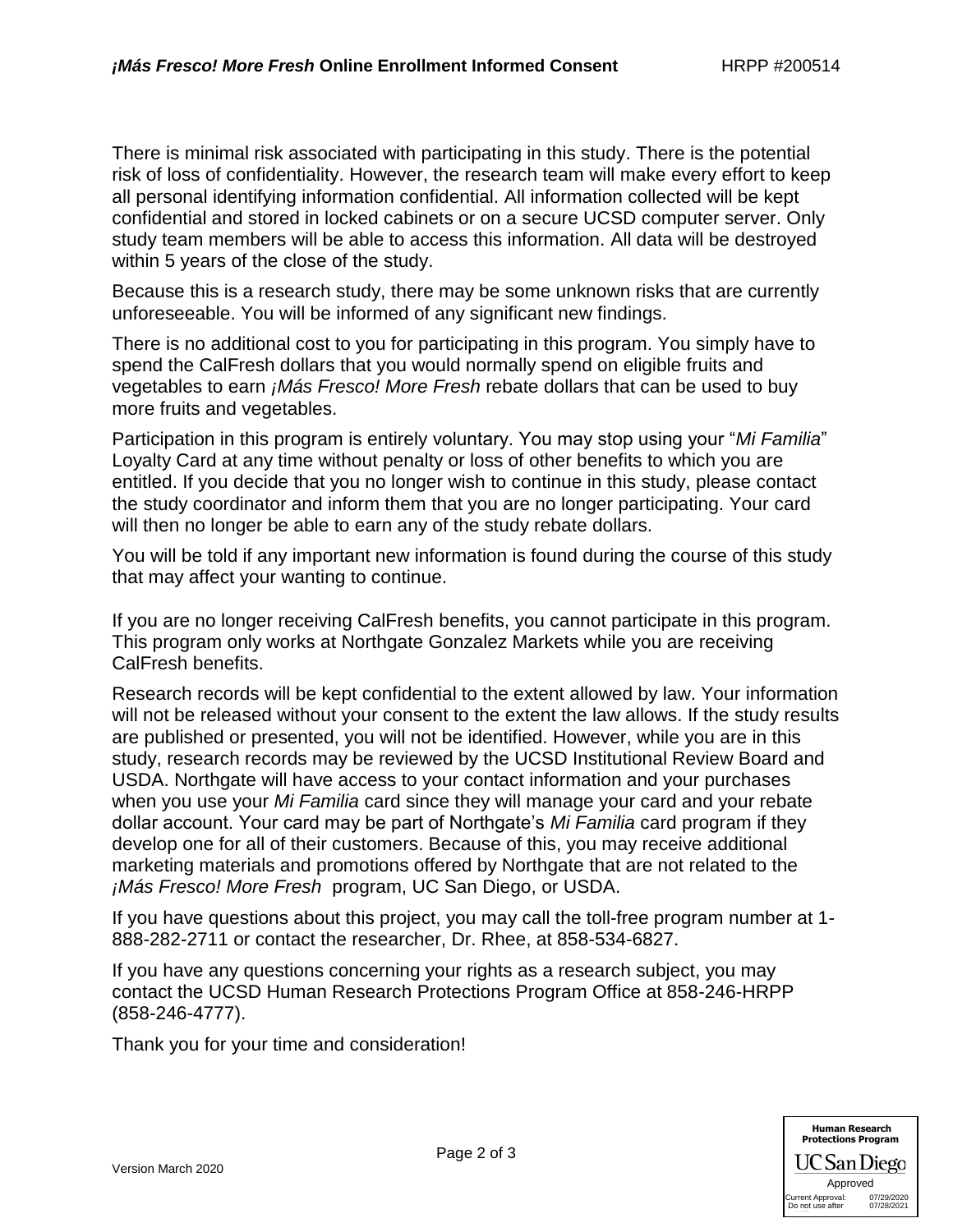There is minimal risk associated with participating in this study. There is the potential risk of loss of confidentiality. However, the research team will make every effort to keep all personal identifying information confidential. All information collected will be kept confidential and stored in locked cabinets or on a secure UCSD computer server. Only study team members will be able to access this information. All data will be destroyed within 5 years of the close of the study.

Because this is a research study, there may be some unknown risks that are currently unforeseeable. You will be informed of any significant new findings.

There is no additional cost to you for participating in this program. You simply have to spend the CalFresh dollars that you would normally spend on eligible fruits and vegetables to earn *¡Más Fresco! More Fresh* rebate dollars that can be used to buy more fruits and vegetables.

Participation in this program is entirely voluntary. You may stop using your "*Mi Familia*" Loyalty Card at any time without penalty or loss of other benefits to which you are entitled. If you decide that you no longer wish to continue in this study, please contact the study coordinator and inform them that you are no longer participating. Your card will then no longer be able to earn any of the study rebate dollars.

You will be told if any important new information is found during the course of this study that may affect your wanting to continue.

If you are no longer receiving CalFresh benefits, you cannot participate in this program. This program only works at Northgate Gonzalez Markets while you are receiving CalFresh benefits.

Research records will be kept confidential to the extent allowed by law. Your information will not be released without your consent to the extent the law allows. If the study results are published or presented, you will not be identified. However, while you are in this study, research records may be reviewed by the UCSD Institutional Review Board and USDA. Northgate will have access to your contact information and your purchases when you use your *Mi Familia* card since they will manage your card and your rebate dollar account. Your card may be part of Northgate's *Mi Familia* card program if they develop one for all of their customers. Because of this, you may receive additional marketing materials and promotions offered by Northgate that are not related to the *¡Más Fresco! More Fresh* program, UC San Diego, or USDA.

If you have questions about this project, you may call the toll-free program number at 1-888-282-2711 or contact the researcher, Dr. Rhee, at 858-534-6827.

If you have any questions concerning your rights as a research subject, you may contact the UCSD Human Research Protections Program Office at 858-246-HRPP (858-246-4777).

Thank you for your time and consideration!

Human Research Protections Program
UC San Diego
Approved
Current Approval: 07/29/2020
Do not use after 07/28/2021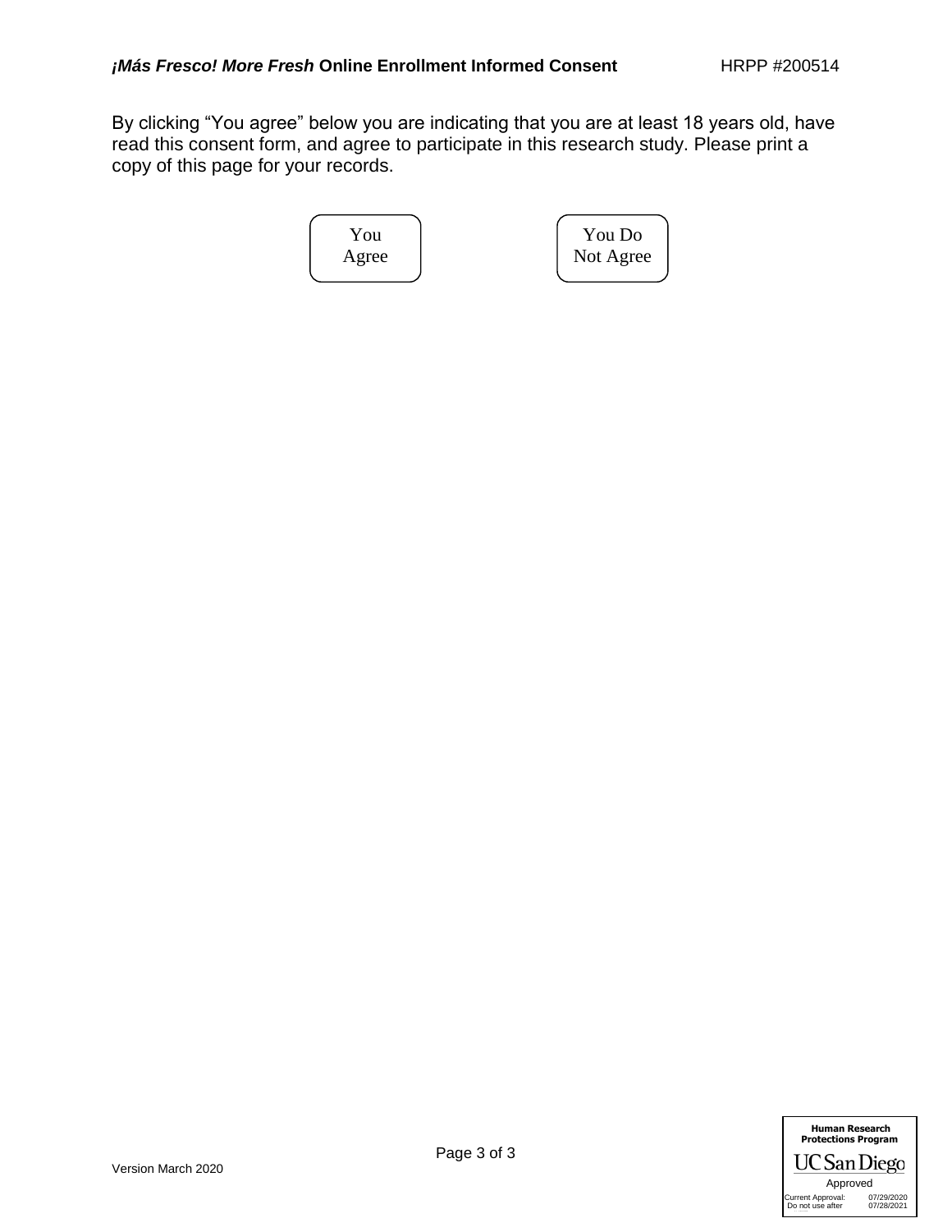By clicking "You agree" below you are indicating that you are at least 18 years old, have read this consent form, and agree to participate in this research study. Please print a copy of this page for your records.

You Agree

You Do Not Agree

Version March 2020

**Human Research Protections Program**

UC San Diego

Approved

Current Approval: 07/29/2020
Do not use after 07/28/2021